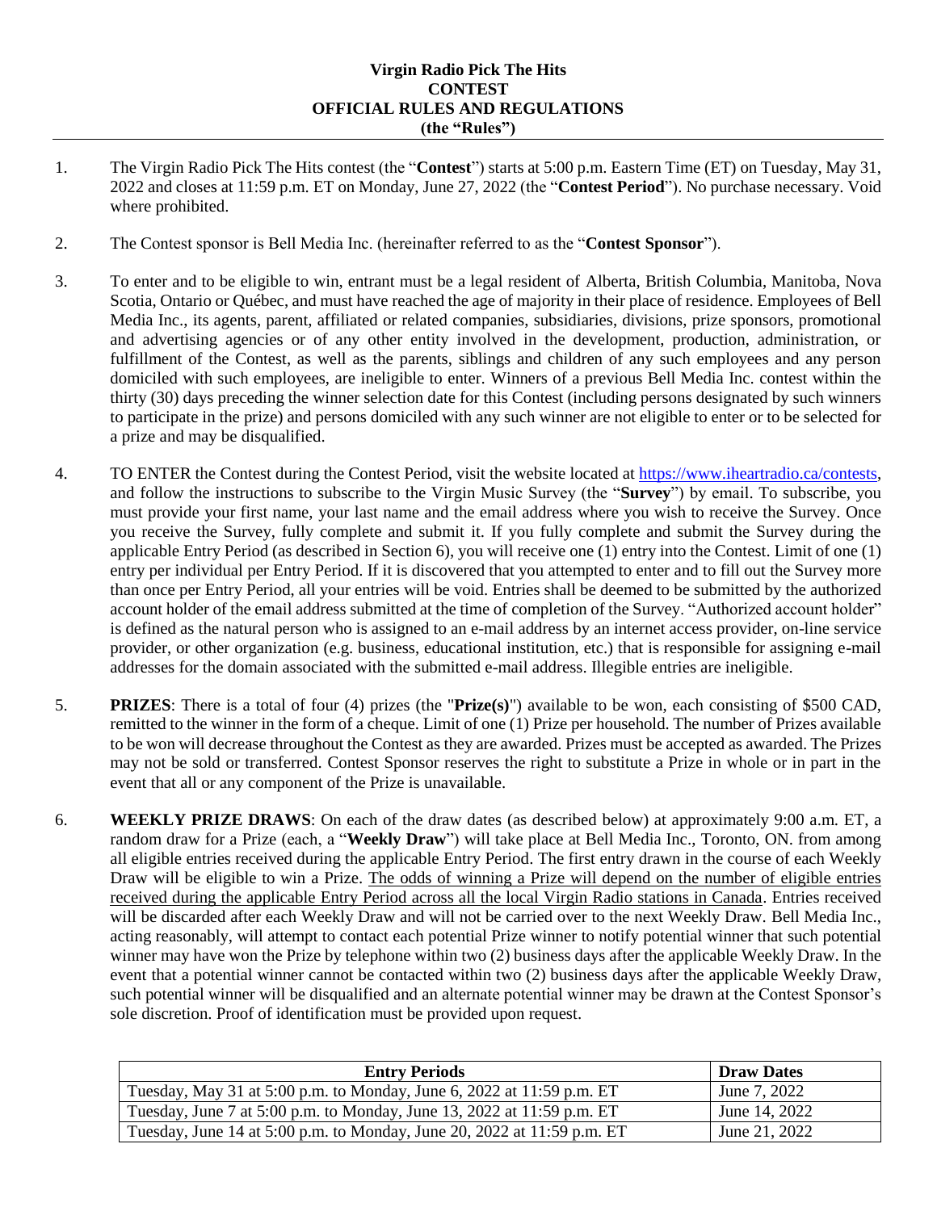# Virgin Radio Pick The Hits
# CONTEST
# OFFICIAL RULES AND REGULATIONS
# (the "Rules")

1. The Virgin Radio Pick The Hits contest (the "**Contest**") starts at 5:00 p.m. Eastern Time (ET) on Tuesday, May 31, 2022 and closes at 11:59 p.m. ET on Monday, June 27, 2022 (the "**Contest Period**"). No purchase necessary. Void where prohibited.

2. The Contest sponsor is Bell Media Inc. (hereinafter referred to as the "**Contest Sponsor**").

3. To enter and to be eligible to win, entrant must be a legal resident of Alberta, British Columbia, Manitoba, Nova Scotia, Ontario or Québec, and must have reached the age of majority in their place of residence. Employees of Bell Media Inc., its agents, parent, affiliated or related companies, subsidiaries, divisions, prize sponsors, promotional and advertising agencies or of any other entity involved in the development, production, administration, or fulfillment of the Contest, as well as the parents, siblings and children of any such employees and any person domiciled with such employees, are ineligible to enter. Winners of a previous Bell Media Inc. contest within the thirty (30) days preceding the winner selection date for this Contest (including persons designated by such winners to participate in the prize) and persons domiciled with any such winner are not eligible to enter or to be selected for a prize and may be disqualified.

4. TO ENTER the Contest during the Contest Period, visit the website located at https://www.iheartradio.ca/contests, and follow the instructions to subscribe to the Virgin Music Survey (the "**Survey**") by email. To subscribe, you must provide your first name, your last name and the email address where you wish to receive the Survey. Once you receive the Survey, fully complete and submit it. If you fully complete and submit the Survey during the applicable Entry Period (as described in Section 6), you will receive one (1) entry into the Contest. Limit of one (1) entry per individual per Entry Period. If it is discovered that you attempted to enter and to fill out the Survey more than once per Entry Period, all your entries will be void. Entries shall be deemed to be submitted by the authorized account holder of the email address submitted at the time of completion of the Survey. "Authorized account holder" is defined as the natural person who is assigned to an e-mail address by an internet access provider, on-line service provider, or other organization (e.g. business, educational institution, etc.) that is responsible for assigning e-mail addresses for the domain associated with the submitted e-mail address. Illegible entries are ineligible.

5. **PRIZES**: There is a total of four (4) prizes (the "**Prize(s)**") available to be won, each consisting of $500 CAD, remitted to the winner in the form of a cheque. Limit of one (1) Prize per household. The number of Prizes available to be won will decrease throughout the Contest as they are awarded. Prizes must be accepted as awarded. The Prizes may not be sold or transferred. Contest Sponsor reserves the right to substitute a Prize in whole or in part in the event that all or any component of the Prize is unavailable.

6. **WEEKLY PRIZE DRAWS**: On each of the draw dates (as described below) at approximately 9:00 a.m. ET, a random draw for a Prize (each, a "**Weekly Draw**") will take place at Bell Media Inc., Toronto, ON. from among all eligible entries received during the applicable Entry Period. The first entry drawn in the course of each Weekly Draw will be eligible to win a Prize. The odds of winning a Prize will depend on the number of eligible entries received during the applicable Entry Period across all the local Virgin Radio stations in Canada. Entries received will be discarded after each Weekly Draw and will not be carried over to the next Weekly Draw. Bell Media Inc., acting reasonably, will attempt to contact each potential Prize winner to notify potential winner that such potential winner may have won the Prize by telephone within two (2) business days after the applicable Weekly Draw. In the event that a potential winner cannot be contacted within two (2) business days after the applicable Weekly Draw, such potential winner will be disqualified and an alternate potential winner may be drawn at the Contest Sponsor's sole discretion. Proof of identification must be provided upon request.

| Entry Periods | Draw Dates |
|---|---|
| Tuesday, May 31 at 5:00 p.m. to Monday, June 6, 2022 at 11:59 p.m. ET | June 7, 2022 |
| Tuesday, June 7 at 5:00 p.m. to Monday, June 13, 2022 at 11:59 p.m. ET | June 14, 2022 |
| Tuesday, June 14 at 5:00 p.m. to Monday, June 20, 2022 at 11:59 p.m. ET | June 21, 2022 |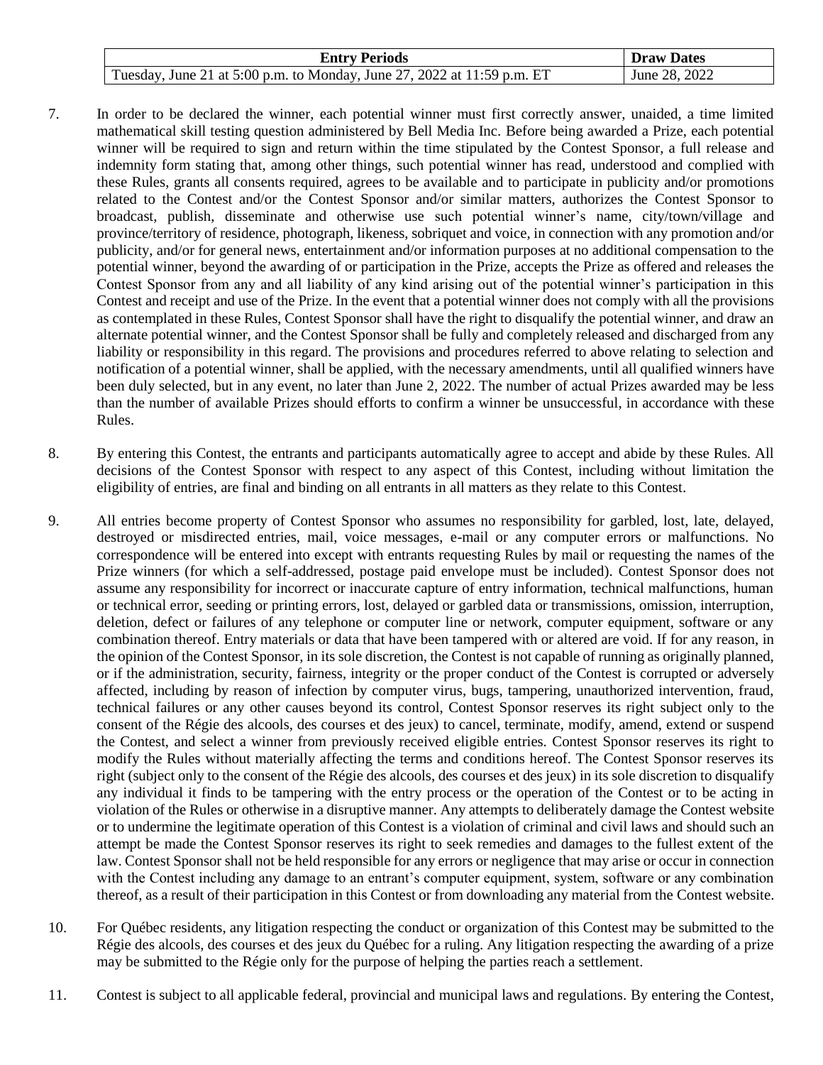| Entry Periods | Draw Dates |
| --- | --- |
| Tuesday, June 21 at 5:00 p.m. to Monday, June 27, 2022 at 11:59 p.m. ET | June 28, 2022 |

7. In order to be declared the winner, each potential winner must first correctly answer, unaided, a time limited mathematical skill testing question administered by Bell Media Inc. Before being awarded a Prize, each potential winner will be required to sign and return within the time stipulated by the Contest Sponsor, a full release and indemnity form stating that, among other things, such potential winner has read, understood and complied with these Rules, grants all consents required, agrees to be available and to participate in publicity and/or promotions related to the Contest and/or the Contest Sponsor and/or similar matters, authorizes the Contest Sponsor to broadcast, publish, disseminate and otherwise use such potential winner's name, city/town/village and province/territory of residence, photograph, likeness, sobriquet and voice, in connection with any promotion and/or publicity, and/or for general news, entertainment and/or information purposes at no additional compensation to the potential winner, beyond the awarding of or participation in the Prize, accepts the Prize as offered and releases the Contest Sponsor from any and all liability of any kind arising out of the potential winner's participation in this Contest and receipt and use of the Prize. In the event that a potential winner does not comply with all the provisions as contemplated in these Rules, Contest Sponsor shall have the right to disqualify the potential winner, and draw an alternate potential winner, and the Contest Sponsor shall be fully and completely released and discharged from any liability or responsibility in this regard. The provisions and procedures referred to above relating to selection and notification of a potential winner, shall be applied, with the necessary amendments, until all qualified winners have been duly selected, but in any event, no later than June 2, 2022. The number of actual Prizes awarded may be less than the number of available Prizes should efforts to confirm a winner be unsuccessful, in accordance with these Rules.

8. By entering this Contest, the entrants and participants automatically agree to accept and abide by these Rules. All decisions of the Contest Sponsor with respect to any aspect of this Contest, including without limitation the eligibility of entries, are final and binding on all entrants in all matters as they relate to this Contest.

9. All entries become property of Contest Sponsor who assumes no responsibility for garbled, lost, late, delayed, destroyed or misdirected entries, mail, voice messages, e-mail or any computer errors or malfunctions. No correspondence will be entered into except with entrants requesting Rules by mail or requesting the names of the Prize winners (for which a self-addressed, postage paid envelope must be included). Contest Sponsor does not assume any responsibility for incorrect or inaccurate capture of entry information, technical malfunctions, human or technical error, seeding or printing errors, lost, delayed or garbled data or transmissions, omission, interruption, deletion, defect or failures of any telephone or computer line or network, computer equipment, software or any combination thereof. Entry materials or data that have been tampered with or altered are void. If for any reason, in the opinion of the Contest Sponsor, in its sole discretion, the Contest is not capable of running as originally planned, or if the administration, security, fairness, integrity or the proper conduct of the Contest is corrupted or adversely affected, including by reason of infection by computer virus, bugs, tampering, unauthorized intervention, fraud, technical failures or any other causes beyond its control, Contest Sponsor reserves its right subject only to the consent of the Régie des alcools, des courses et des jeux) to cancel, terminate, modify, amend, extend or suspend the Contest, and select a winner from previously received eligible entries. Contest Sponsor reserves its right to modify the Rules without materially affecting the terms and conditions hereof. The Contest Sponsor reserves its right (subject only to the consent of the Régie des alcools, des courses et des jeux) in its sole discretion to disqualify any individual it finds to be tampering with the entry process or the operation of the Contest or to be acting in violation of the Rules or otherwise in a disruptive manner. Any attempts to deliberately damage the Contest website or to undermine the legitimate operation of this Contest is a violation of criminal and civil laws and should such an attempt be made the Contest Sponsor reserves its right to seek remedies and damages to the fullest extent of the law. Contest Sponsor shall not be held responsible for any errors or negligence that may arise or occur in connection with the Contest including any damage to an entrant's computer equipment, system, software or any combination thereof, as a result of their participation in this Contest or from downloading any material from the Contest website.

10. For Québec residents, any litigation respecting the conduct or organization of this Contest may be submitted to the Régie des alcools, des courses et des jeux du Québec for a ruling. Any litigation respecting the awarding of a prize may be submitted to the Régie only for the purpose of helping the parties reach a settlement.

11. Contest is subject to all applicable federal, provincial and municipal laws and regulations. By entering the Contest,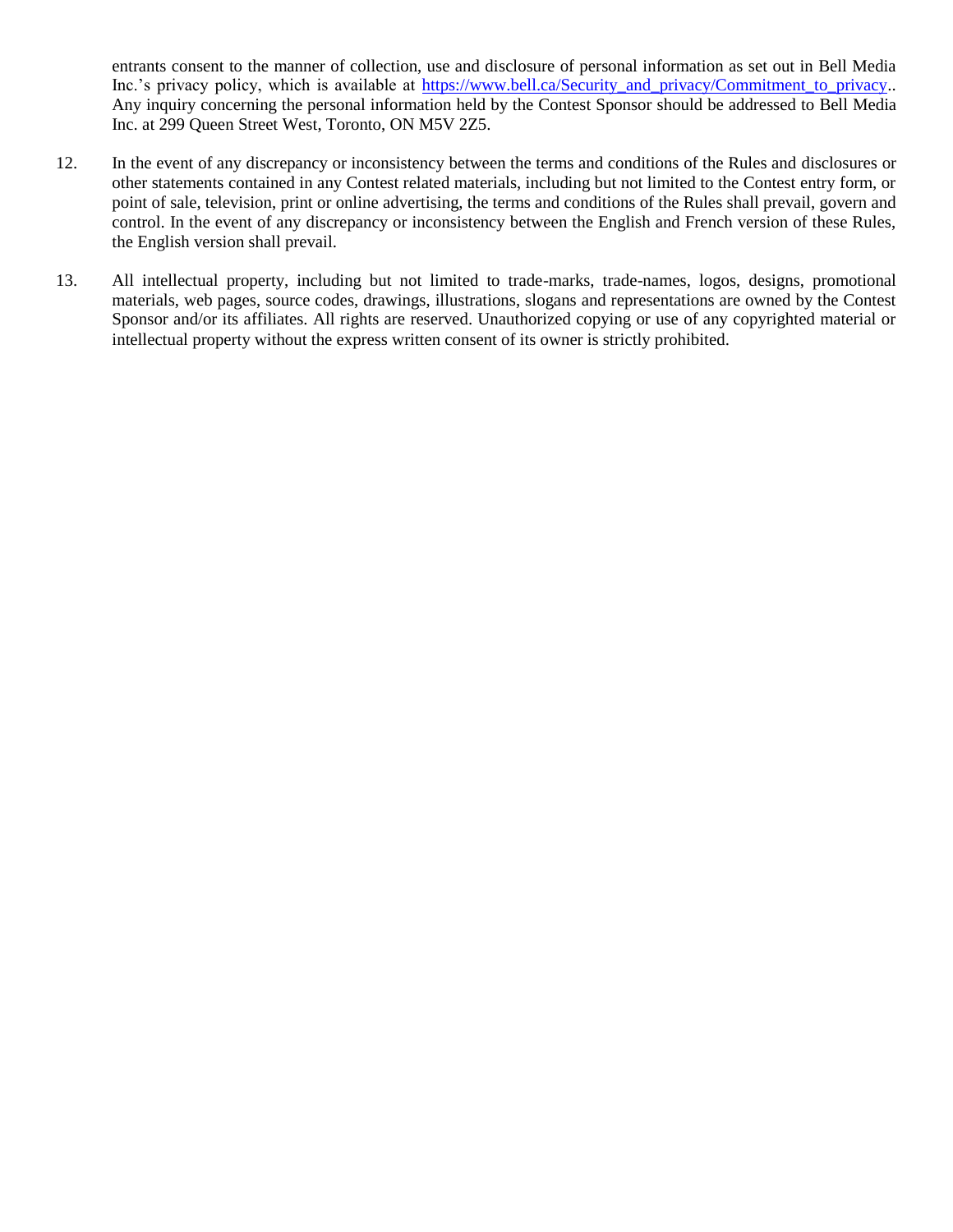entrants consent to the manner of collection, use and disclosure of personal information as set out in Bell Media Inc.'s privacy policy, which is available at [https://www.bell.ca/Security_and_privacy/Commitment_to_privacy](https://www.bell.ca/Security_and_privacy/Commitment_to_privacy).. Any inquiry concerning the personal information held by the Contest Sponsor should be addressed to Bell Media Inc. at 299 Queen Street West, Toronto, ON M5V 2Z5.

12. In the event of any discrepancy or inconsistency between the terms and conditions of the Rules and disclosures or other statements contained in any Contest related materials, including but not limited to the Contest entry form, or point of sale, television, print or online advertising, the terms and conditions of the Rules shall prevail, govern and control. In the event of any discrepancy or inconsistency between the English and French version of these Rules, the English version shall prevail.

13. All intellectual property, including but not limited to trade-marks, trade-names, logos, designs, promotional materials, web pages, source codes, drawings, illustrations, slogans and representations are owned by the Contest Sponsor and/or its affiliates. All rights are reserved. Unauthorized copying or use of any copyrighted material or intellectual property without the express written consent of its owner is strictly prohibited.